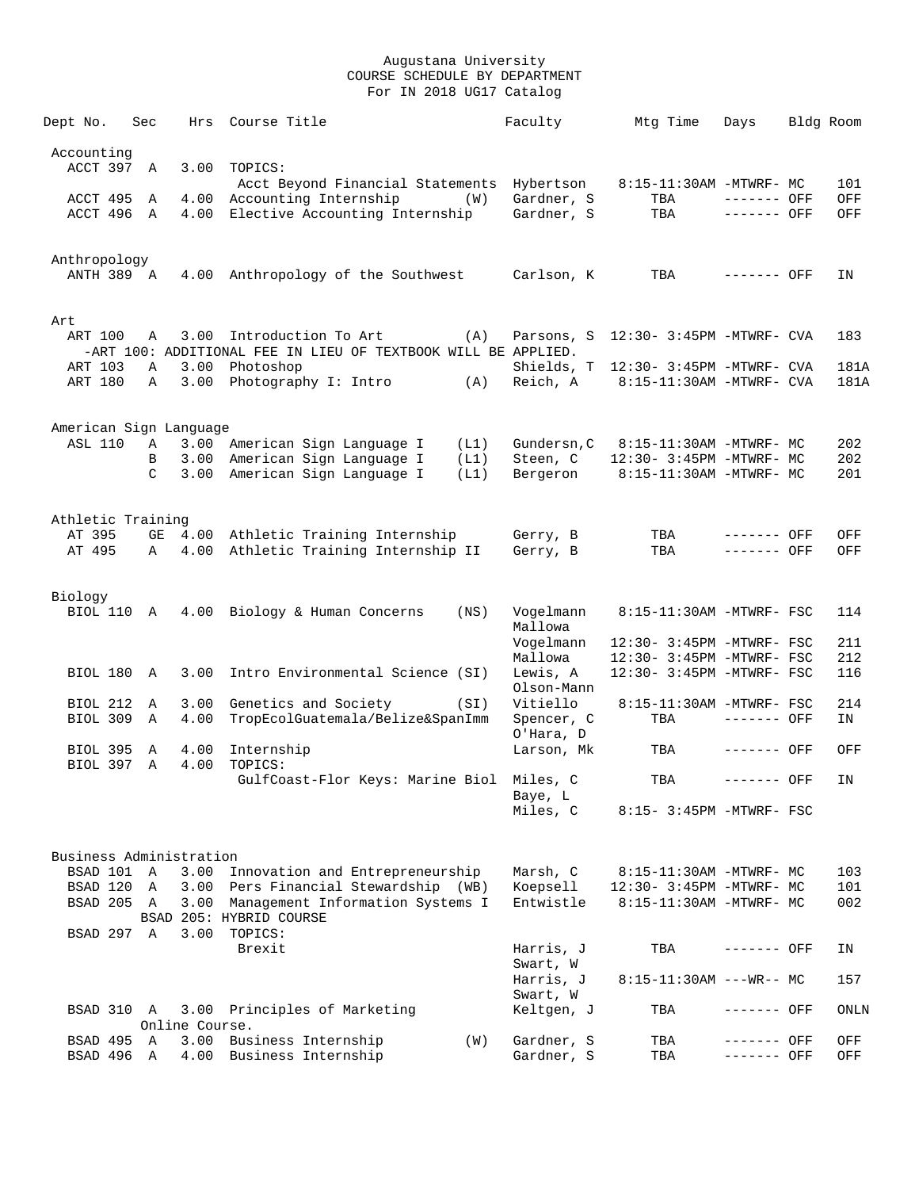# Augustana University
## COURSE SCHEDULE BY DEPARTMENT
### For IN 2018 UG17 Catalog

| Dept No. | Sec | Hrs | Course Title | | Faculty | Mtg Time | Days | Bldg | Room |
|---|---|---|---|---|---|---|---|---|---|
| **Accounting** | | | | | | | | | |
| ACCT 397 | A | 3.00 | TOPICS: | | | | | | |
| | | | Acct Beyond Financial Statements | | Hybertson | 8:15-11:30AM | -MTWRF- | MC | 101 |
| ACCT 495 | A | 4.00 | Accounting Internship | (W) | Gardner, S | TBA | ------- | OFF | OFF |
| ACCT 496 | A | 4.00 | Elective Accounting Internship | | Gardner, S | TBA | ------- | OFF | OFF |
| **Anthropology** | | | | | | | | | |
| ANTH 389 | A | 4.00 | Anthropology of the Southwest | | Carlson, K | TBA | ------- | OFF | IN |
| **Art** | | | | | | | | | |
| ART 100 | A | 3.00 | Introduction To Art | (A) | Parsons, S | 12:30- 3:45PM | -MTWRF- | CVA | 183 |
| | | | -ART 100: ADDITIONAL FEE IN LIEU OF TEXTBOOK WILL BE APPLIED. | | | | | | |
| ART 103 | A | 3.00 | Photoshop | | Shields, T | 12:30- 3:45PM | -MTWRF- | CVA | 181A |
| ART 180 | A | 3.00 | Photography I: Intro | (A) | Reich, A | 8:15-11:30AM | -MTWRF- | CVA | 181A |
| **American Sign Language** | | | | | | | | | |
| ASL 110 | A | 3.00 | American Sign Language I | (L1) | Gundersn,C | 8:15-11:30AM | -MTWRF- | MC | 202 |
| | B | 3.00 | American Sign Language I | (L1) | Steen, C | 12:30- 3:45PM | -MTWRF- | MC | 202 |
| | C | 3.00 | American Sign Language I | (L1) | Bergeron | 8:15-11:30AM | -MTWRF- | MC | 201 |
| **Athletic Training** | | | | | | | | | |
| AT 395 | GE | 4.00 | Athletic Training Internship | | Gerry, B | TBA | ------- | OFF | OFF |
| AT 495 | A | 4.00 | Athletic Training Internship II | | Gerry, B | TBA | ------- | OFF | OFF |
| **Biology** | | | | | | | | | |
| BIOL 110 | A | 4.00 | Biology & Human Concerns | (NS) | Vogelmann<br>Mallowa | 8:15-11:30AM | -MTWRF- | FSC | 114 |
| | | | | | Vogelmann | 12:30- 3:45PM | -MTWRF- | FSC | 211 |
| | | | | | Mallowa | 12:30- 3:45PM | -MTWRF- | FSC | 212 |
| BIOL 180 | A | 3.00 | Intro Environmental Science | (SI) | Lewis, A<br>Olson-Mann | 12:30- 3:45PM | -MTWRF- | FSC | 116 |
| BIOL 212 | A | 3.00 | Genetics and Society | (SI) | Vitiello | 8:15-11:30AM | -MTWRF- | FSC | 214 |
| BIOL 309 | A | 4.00 | TropEcolGuatemala/Belize&SpanImm | | Spencer, C<br>O'Hara, D | TBA | ------- | OFF | IN |
| BIOL 395 | A | 4.00 | Internship | | Larson, Mk | TBA | ------- | OFF | OFF |
| BIOL 397 | A | 4.00 | TOPICS: | | | | | | |
| | | | GulfCoast-Flor Keys: Marine Biol | | Miles, C<br>Baye, L | TBA | ------- | OFF | IN |
| | | | | | Miles, C | 8:15- 3:45PM | -MTWRF- | FSC | |
| **Business Administration** | | | | | | | | | |
| BSAD 101 | A | 3.00 | Innovation and Entrepreneurship | | Marsh, C | 8:15-11:30AM | -MTWRF- | MC | 103 |
| BSAD 120 | A | 3.00 | Pers Financial Stewardship | (WB) | Koepsell | 12:30- 3:45PM | -MTWRF- | MC | 101 |
| BSAD 205 | A | 3.00 | Management Information Systems I | | Entwistle | 8:15-11:30AM | -MTWRF- | MC | 002 |
| | | | BSAD 205: HYBRID COURSE | | | | | | |
| BSAD 297 | A | 3.00 | TOPICS: | | | | | | |
| | | | Brexit | | Harris, J<br>Swart, W | TBA | ------- | OFF | IN |
| | | | | | Harris, J<br>Swart, W | 8:15-11:30AM | ---WR-- | MC | 157 |
| BSAD 310 | A | 3.00 | Principles of Marketing | | Keltgen, J | TBA | ------- | OFF | ONLN |
| | | | Online Course. | | | | | | |
| BSAD 495 | A | 3.00 | Business Internship | (W) | Gardner, S | TBA | ------- | OFF | OFF |
| BSAD 496 | A | 4.00 | Business Internship | | Gardner, S | TBA | ------- | OFF | OFF |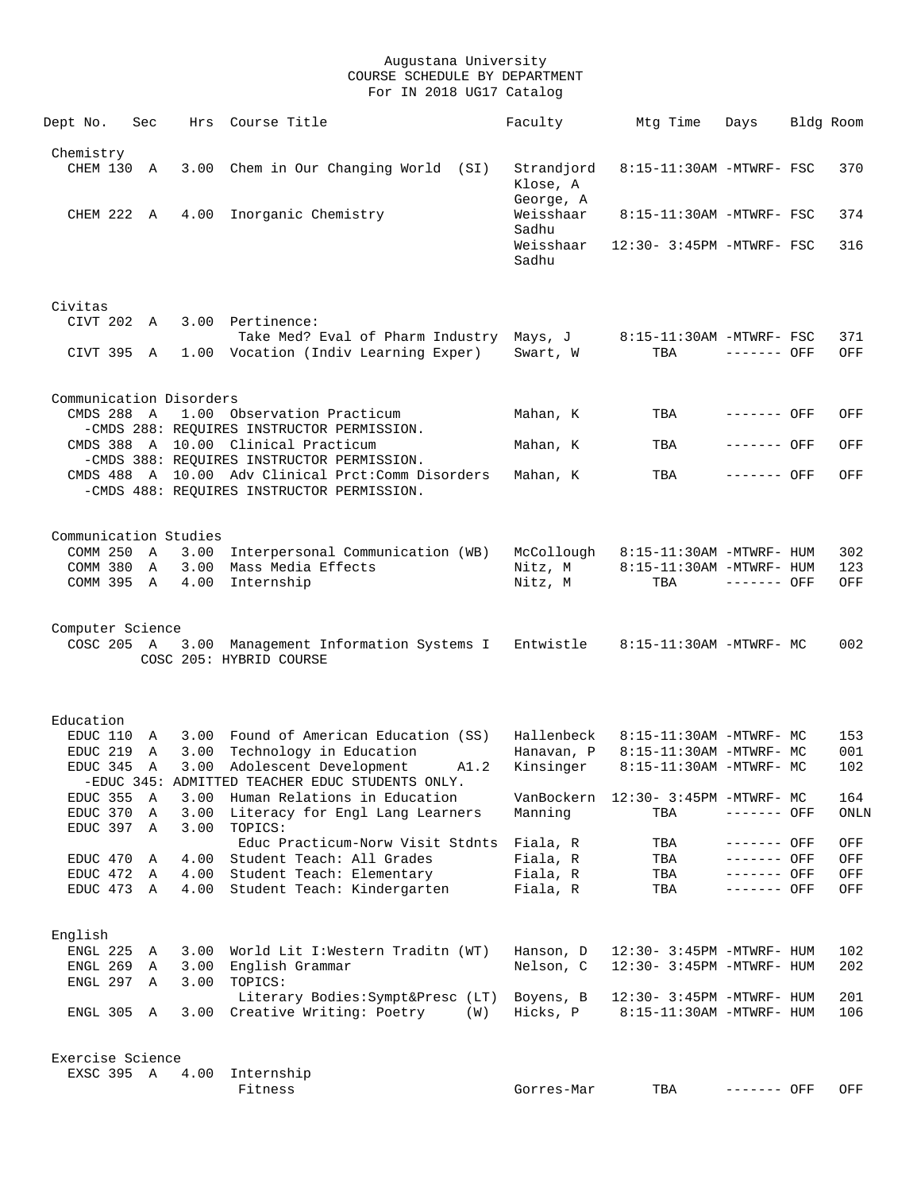Augustana University
COURSE SCHEDULE BY DEPARTMENT
For IN 2018 UG17 Catalog

| Dept | No. | Sec | Hrs | Course Title | Faculty | Mtg Time | Days | Bldg | Room |
|---|---|---|---|---|---|---|---|---|---|
| **Chemistry** | | | | | | | | | |
| CHEM | 130 | A | 3.00 | Chem in Our Changing World (SI) | Strandjord, Klose, A, George, A | 8:15-11:30AM | -MTWRF- | FSC | 370 |
| CHEM | 222 | A | 4.00 | Inorganic Chemistry | Weisshaar, Sadhu | 8:15-11:30AM | -MTWRF- | FSC | 374 |
| | | | | | Weisshaar, Sadhu | 12:30- 3:45PM | -MTWRF- | FSC | 316 |
| **Civitas** | | | | | | | | | |
| CIVT | 202 | A | 3.00 | Pertinence: Take Med? Eval of Pharm Industry | Mays, J | 8:15-11:30AM | -MTWRF- | FSC | 371 |
| CIVT | 395 | A | 1.00 | Vocation (Indiv Learning Exper) | Swart, W | TBA | ------- | OFF | OFF |
| **Communication Disorders** | | | | | | | | | |
| CMDS | 288 | A | 1.00 | Observation Practicum<br>-CMDS 288: REQUIRES INSTRUCTOR PERMISSION. | Mahan, K | TBA | ------- | OFF | OFF |
| CMDS | 388 | A | 10.00 | Clinical Practicum<br>-CMDS 388: REQUIRES INSTRUCTOR PERMISSION. | Mahan, K | TBA | ------- | OFF | OFF |
| CMDS | 488 | A | 10.00 | Adv Clinical Prct:Comm Disorders<br>-CMDS 488: REQUIRES INSTRUCTOR PERMISSION. | Mahan, K | TBA | ------- | OFF | OFF |
| **Communication Studies** | | | | | | | | | |
| COMM | 250 | A | 3.00 | Interpersonal Communication (WB) | McCollough | 8:15-11:30AM | -MTWRF- | HUM | 302 |
| COMM | 380 | A | 3.00 | Mass Media Effects | Nitz, M | 8:15-11:30AM | -MTWRF- | HUM | 123 |
| COMM | 395 | A | 4.00 | Internship | Nitz, M | TBA | ------- | OFF | OFF |
| **Computer Science** | | | | | | | | | |
| COSC | 205 | A | 3.00 | Management Information Systems I<br>COSC 205: HYBRID COURSE | Entwistle | 8:15-11:30AM | -MTWRF- | MC | 002 |
| **Education** | | | | | | | | | |
| EDUC | 110 | A | 3.00 | Found of American Education (SS) | Hallenbeck | 8:15-11:30AM | -MTWRF- | MC | 153 |
| EDUC | 219 | A | 3.00 | Technology in Education | Hanavan, P | 8:15-11:30AM | -MTWRF- | MC | 001 |
| EDUC | 345 | A | 3.00 | Adolescent Development A1.2<br>-EDUC 345: ADMITTED TEACHER EDUC STUDENTS ONLY. | Kinsinger | 8:15-11:30AM | -MTWRF- | MC | 102 |
| EDUC | 355 | A | 3.00 | Human Relations in Education | VanBockern | 12:30- 3:45PM | -MTWRF- | MC | 164 |
| EDUC | 370 | A | 3.00 | Literacy for Engl Lang Learners | Manning | TBA | ------- | OFF | ONLN |
| EDUC | 397 | A | 3.00 | TOPICS: Educ Practicum-Norw Visit Stdnts | Fiala, R | TBA | ------- | OFF | OFF |
| EDUC | 470 | A | 4.00 | Student Teach: All Grades | Fiala, R | TBA | ------- | OFF | OFF |
| EDUC | 472 | A | 4.00 | Student Teach: Elementary | Fiala, R | TBA | ------- | OFF | OFF |
| EDUC | 473 | A | 4.00 | Student Teach: Kindergarten | Fiala, R | TBA | ------- | OFF | OFF |
| **English** | | | | | | | | | |
| ENGL | 225 | A | 3.00 | World Lit I:Western Traditn (WT) | Hanson, D | 12:30- 3:45PM | -MTWRF- | HUM | 102 |
| ENGL | 269 | A | 3.00 | English Grammar | Nelson, C | 12:30- 3:45PM | -MTWRF- | HUM | 202 |
| ENGL | 297 | A | 3.00 | TOPICS: Literary Bodies:Sympt&Presc (LT) | Boyens, B | 12:30- 3:45PM | -MTWRF- | HUM | 201 |
| ENGL | 305 | A | 3.00 | Creative Writing: Poetry (W) | Hicks, P | 8:15-11:30AM | -MTWRF- | HUM | 106 |
| **Exercise Science** | | | | | | | | | |
| EXSC | 395 | A | 4.00 | Internship: Fitness | Gorres-Mar | TBA | ------- | OFF | OFF |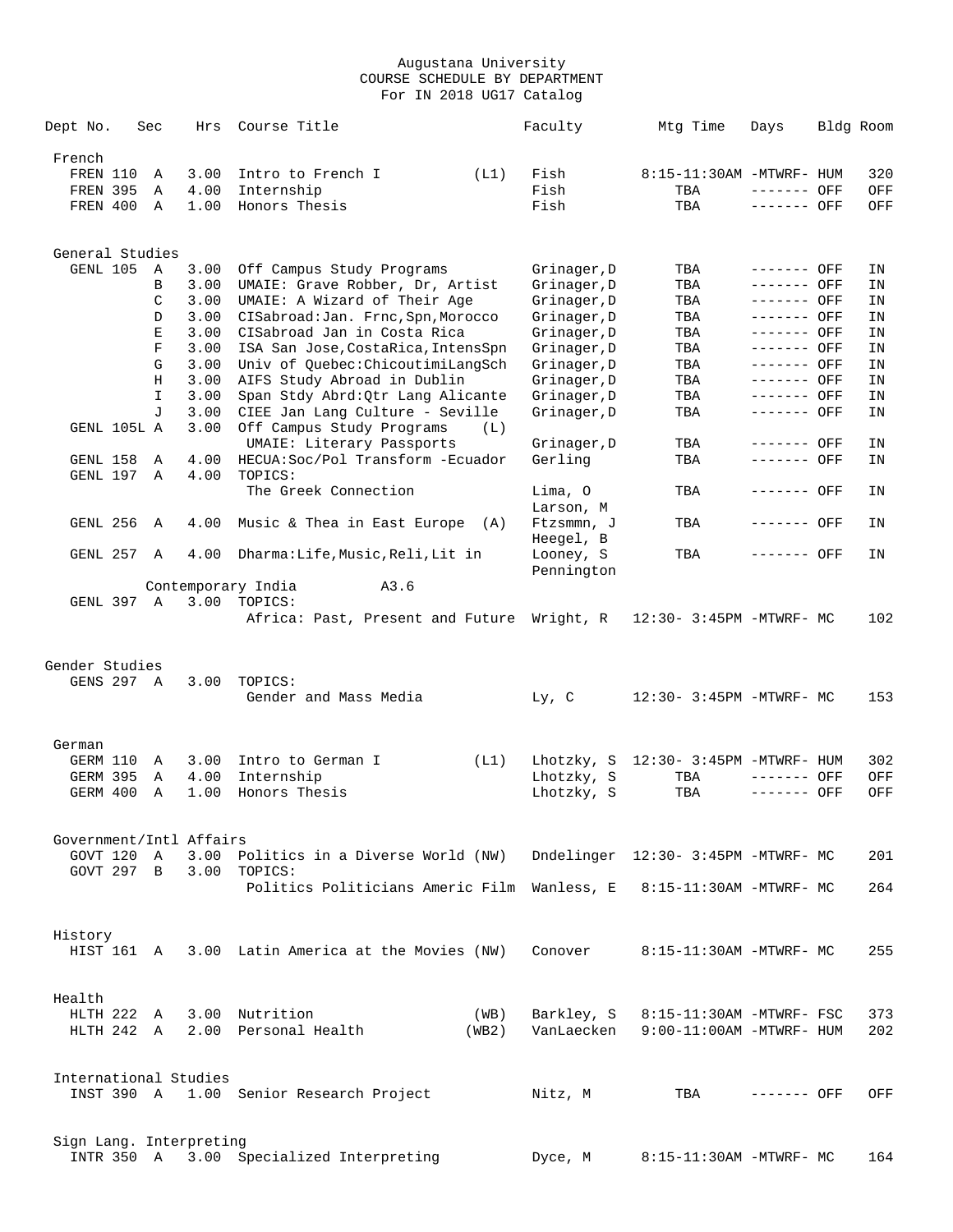Augustana University
COURSE SCHEDULE BY DEPARTMENT
For IN 2018 UG17 Catalog

| Dept No. | Sec | Hrs | Course Title | Faculty | Mtg Time | Days | Bldg | Room |
|---|---|---|---|---|---|---|---|---|
| **French** | | | | | | | | |
| FREN 110 | A | 3.00 | Intro to French I (L1) | Fish | 8:15-11:30AM | -MTWRF- | HUM | 320 |
| FREN 395 | A | 4.00 | Internship | Fish | TBA | ------- | OFF | OFF |
| FREN 400 | A | 1.00 | Honors Thesis | Fish | TBA | ------- | OFF | OFF |
| **General Studies** | | | | | | | | |
| GENL 105 | A | 3.00 | Off Campus Study Programs | Grinager,D | TBA | ------- | OFF | IN |
| | B | 3.00 | UMAIE: Grave Robber, Dr, Artist | Grinager,D | TBA | ------- | OFF | IN |
| | C | 3.00 | UMAIE: A Wizard of Their Age | Grinager,D | TBA | ------- | OFF | IN |
| | D | 3.00 | CISabroad:Jan. Frnc,Spn,Morocco | Grinager,D | TBA | ------- | OFF | IN |
| | E | 3.00 | CISabroad Jan in Costa Rica | Grinager,D | TBA | ------- | OFF | IN |
| | F | 3.00 | ISA San Jose,CostaRica,IntensSpn | Grinager,D | TBA | ------- | OFF | IN |
| | G | 3.00 | Univ of Quebec:ChicoutimiLangSch | Grinager,D | TBA | ------- | OFF | IN |
| | H | 3.00 | AIFS Study Abroad in Dublin | Grinager,D | TBA | ------- | OFF | IN |
| | I | 3.00 | Span Stdy Abrd:Qtr Lang Alicante | Grinager,D | TBA | ------- | OFF | IN |
| | J | 3.00 | CIEE Jan Lang Culture - Seville | Grinager,D | TBA | ------- | OFF | IN |
| GENL 105L | A | 3.00 | Off Campus Study Programs (L) UMAIE: Literary Passports | Grinager,D | TBA | ------- | OFF | IN |
| GENL 158 | A | 4.00 | HECUA:Soc/Pol Transform -Ecuador | Gerling | TBA | ------- | OFF | IN |
| GENL 197 | A | 4.00 | TOPICS: The Greek Connection | Lima, O; Larson, M | TBA | ------- | OFF | IN |
| GENL 256 | A | 4.00 | Music & Thea in East Europe (A) | Ftzsmmn, J; Heegel, B | TBA | ------- | OFF | IN |
| GENL 257 | A | 4.00 | Dharma:Life,Music,Reli,Lit in Contemporary India A3.6 | Looney, S; Pennington | TBA | ------- | OFF | IN |
| GENL 397 | A | 3.00 | TOPICS: Africa: Past, Present and Future | Wright, R | 12:30- 3:45PM | -MTWRF- | MC | 102 |
| **Gender Studies** | | | | | | | | |
| GENS 297 | A | 3.00 | TOPICS: Gender and Mass Media | Ly, C | 12:30- 3:45PM | -MTWRF- | MC | 153 |
| **German** | | | | | | | | |
| GERM 110 | A | 3.00 | Intro to German I (L1) | Lhotzky, S | 12:30- 3:45PM | -MTWRF- | HUM | 302 |
| GERM 395 | A | 4.00 | Internship | Lhotzky, S | TBA | ------- | OFF | OFF |
| GERM 400 | A | 1.00 | Honors Thesis | Lhotzky, S | TBA | ------- | OFF | OFF |
| **Government/Intl Affairs** | | | | | | | | |
| GOVT 120 | A | 3.00 | Politics in a Diverse World (NW) | Dndelinger | 12:30- 3:45PM | -MTWRF- | MC | 201 |
| GOVT 297 | B | 3.00 | TOPICS: Politics Politicians Americ Film | Wanless, E | 8:15-11:30AM | -MTWRF- | MC | 264 |
| **History** | | | | | | | | |
| HIST 161 | A | 3.00 | Latin America at the Movies (NW) | Conover | 8:15-11:30AM | -MTWRF- | MC | 255 |
| **Health** | | | | | | | | |
| HLTH 222 | A | 3.00 | Nutrition (WB) | Barkley, S | 8:15-11:30AM | -MTWRF- | FSC | 373 |
| HLTH 242 | A | 2.00 | Personal Health (WB2) | VanLaecken | 9:00-11:00AM | -MTWRF- | HUM | 202 |
| **International Studies** | | | | | | | | |
| INST 390 | A | 1.00 | Senior Research Project | Nitz, M | TBA | ------- | OFF | OFF |
| **Sign Lang. Interpreting** | | | | | | | | |
| INTR 350 | A | 3.00 | Specialized Interpreting | Dyce, M | 8:15-11:30AM | -MTWRF- | MC | 164 |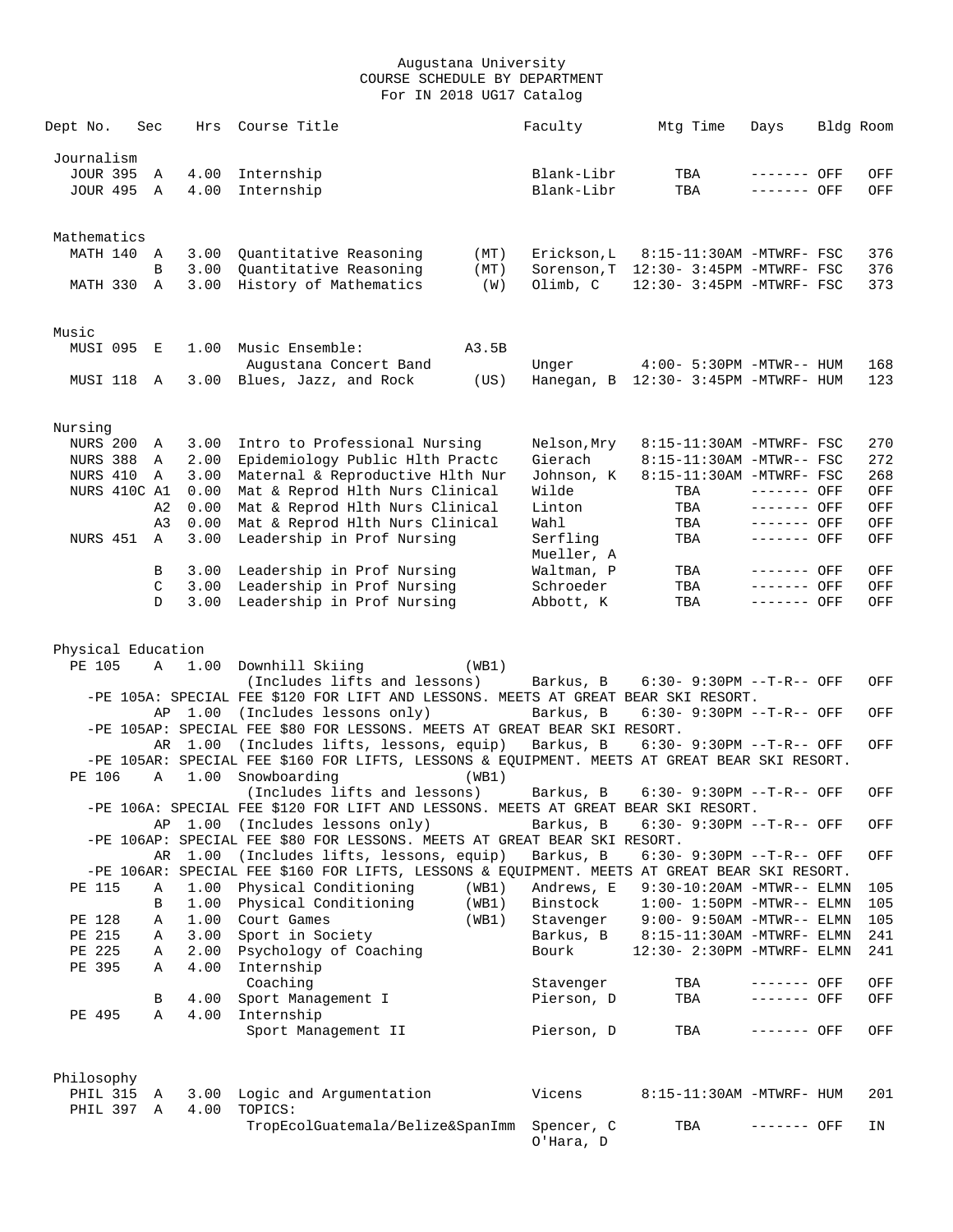Augustana University
COURSE SCHEDULE BY DEPARTMENT
For IN 2018 UG17 Catalog

| Dept No. | Sec | Hrs | Course Title | | Faculty | Mtg Time | Days | Bldg | Room |
|---|---|---|---|---|---|---|---|---|---|
| **Journalism** | | | | | | | | | |
| JOUR 395 | A | 4.00 | Internship | | Blank-Libr | TBA | ------- | OFF | OFF |
| JOUR 495 | A | 4.00 | Internship | | Blank-Libr | TBA | ------- | OFF | OFF |
| **Mathematics** | | | | | | | | | |
| MATH 140 | A | 3.00 | Quantitative Reasoning | (MT) | Erickson,L | 8:15-11:30AM | -MTWRF- | FSC | 376 |
| | B | 3.00 | Quantitative Reasoning | (MT) | Sorenson,T | 12:30- 3:45PM | -MTWRF- | FSC | 376 |
| MATH 330 | A | 3.00 | History of Mathematics | (W) | Olimb, C | 12:30- 3:45PM | -MTWRF- | FSC | 373 |
| **Music** | | | | | | | | | |
| MUSI 095 | E | 1.00 | Music Ensemble: | A3.5B | | | | | |
| | | | Augustana Concert Band | | Unger | 4:00- 5:30PM | -MTWR-- | HUM | 168 |
| MUSI 118 | A | 3.00 | Blues, Jazz, and Rock | (US) | Hanegan, B | 12:30- 3:45PM | -MTWRF- | HUM | 123 |
| **Nursing** | | | | | | | | | |
| NURS 200 | A | 3.00 | Intro to Professional Nursing | | Nelson,Mry | 8:15-11:30AM | -MTWRF- | FSC | 270 |
| NURS 388 | A | 2.00 | Epidemiology Public Hlth Practc | | Gierach | 8:15-11:30AM | -MTWR-- | FSC | 272 |
| NURS 410 | A | 3.00 | Maternal & Reproductive Hlth Nur | | Johnson, K | 8:15-11:30AM | -MTWRF- | FSC | 268 |
| NURS 410C | A1 | 0.00 | Mat & Reprod Hlth Nurs Clinical | | Wilde | TBA | ------- | OFF | OFF |
| | A2 | 0.00 | Mat & Reprod Hlth Nurs Clinical | | Linton | TBA | ------- | OFF | OFF |
| | A3 | 0.00 | Mat & Reprod Hlth Nurs Clinical | | Wahl | TBA | ------- | OFF | OFF |
| NURS 451 | A | 3.00 | Leadership in Prof Nursing | | Serfling<br>Mueller, A | TBA | ------- | OFF | OFF |
| | B | 3.00 | Leadership in Prof Nursing | | Waltman, P | TBA | ------- | OFF | OFF |
| | C | 3.00 | Leadership in Prof Nursing | | Schroeder | TBA | ------- | OFF | OFF |
| | D | 3.00 | Leadership in Prof Nursing | | Abbott, K | TBA | ------- | OFF | OFF |
| **Physical Education** | | | | | | | | | |
| PE 105 | A | 1.00 | Downhill Skiing | (WB1) | | | | | |
| | | | (Includes lifts and lessons) | | Barkus, B | 6:30- 9:30PM | --T-R-- | OFF | OFF |
| | | | -PE 105A: SPECIAL FEE $120 FOR LIFT AND LESSONS. MEETS AT GREAT BEAR SKI RESORT. | | | | | | |
| | AP | 1.00 | (Includes lessons only) | | Barkus, B | 6:30- 9:30PM | --T-R-- | OFF | OFF |
| | | | -PE 105AP: SPECIAL FEE $80 FOR LESSONS. MEETS AT GREAT BEAR SKI RESORT. | | | | | | |
| | AR | 1.00 | (Includes lifts, lessons, equip) | | Barkus, B | 6:30- 9:30PM | --T-R-- | OFF | OFF |
| | | | -PE 105AR: SPECIAL FEE $160 FOR LIFTS, LESSONS & EQUIPMENT. MEETS AT GREAT BEAR SKI RESORT. | | | | | | |
| PE 106 | A | 1.00 | Snowboarding | (WB1) | | | | | |
| | | | (Includes lifts and lessons) | | Barkus, B | 6:30- 9:30PM | --T-R-- | OFF | OFF |
| | | | -PE 106A: SPECIAL FEE $120 FOR LIFT AND LESSONS. MEETS AT GREAT BEAR SKI RESORT. | | | | | | |
| | AP | 1.00 | (Includes lessons only) | | Barkus, B | 6:30- 9:30PM | --T-R-- | OFF | OFF |
| | | | -PE 106AP: SPECIAL FEE $80 FOR LESSONS. MEETS AT GREAT BEAR SKI RESORT. | | | | | | |
| | AR | 1.00 | (Includes lifts, lessons, equip) | | Barkus, B | 6:30- 9:30PM | --T-R-- | OFF | OFF |
| | | | -PE 106AR: SPECIAL FEE $160 FOR LIFTS, LESSONS & EQUIPMENT. MEETS AT GREAT BEAR SKI RESORT. | | | | | | |
| PE 115 | A | 1.00 | Physical Conditioning | (WB1) | Andrews, E | 9:30-10:20AM | -MTWR-- | ELMN | 105 |
| | B | 1.00 | Physical Conditioning | (WB1) | Binstock | 1:00- 1:50PM | -MTWR-- | ELMN | 105 |
| PE 128 | A | 1.00 | Court Games | (WB1) | Stavenger | 9:00- 9:50AM | -MTWR-- | ELMN | 105 |
| PE 215 | A | 3.00 | Sport in Society | | Barkus, B | 8:15-11:30AM | -MTWRF- | ELMN | 241 |
| PE 225 | A | 2.00 | Psychology of Coaching | | Bourk | 12:30- 2:30PM | -MTWRF- | ELMN | 241 |
| PE 395 | A | 4.00 | Internship | | | | | | |
| | | | Coaching | | Stavenger | TBA | ------- | OFF | OFF |
| | B | 4.00 | Sport Management I | | Pierson, D | TBA | ------- | OFF | OFF |
| PE 495 | A | 4.00 | Internship | | | | | | |
| | | | Sport Management II | | Pierson, D | TBA | ------- | OFF | OFF |
| **Philosophy** | | | | | | | | | |
| PHIL 315 | A | 3.00 | Logic and Argumentation | | Vicens | 8:15-11:30AM | -MTWRF- | HUM | 201 |
| PHIL 397 | A | 4.00 | TOPICS: | | | | | | |
| | | | TropEcolGuatemala/Belize&SpanImm | | Spencer, C<br>O'Hara, D | TBA | ------- | OFF | IN |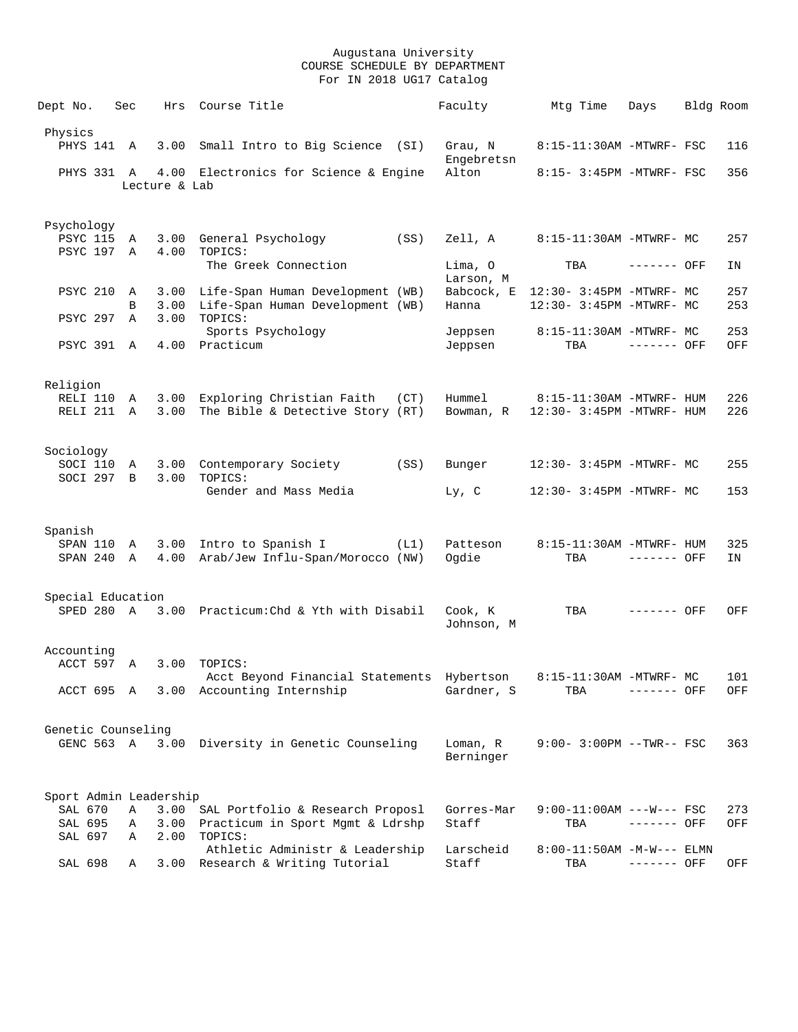Augustana University
COURSE SCHEDULE BY DEPARTMENT
For IN 2018 UG17 Catalog

| Dept No. | Sec | Hrs | Course Title | Faculty | Mtg Time | Days | Bldg | Room |
|---|---|---|---|---|---|---|---|---|
| **Physics** | | | | | | | | |
| PHYS 141 | A | 3.00 | Small Intro to Big Science (SI) | Grau, N Engebretsn | 8:15-11:30AM | -MTWRF- | FSC | 116 |
| PHYS 331 | A | 4.00 | Electronics for Science & Engine Lecture & Lab | Alton | 8:15- 3:45PM | -MTWRF- | FSC | 356 |
| **Psychology** | | | | | | | | |
| PSYC 115 | A | 3.00 | General Psychology (SS) | Zell, A | 8:15-11:30AM | -MTWRF- | MC | 257 |
| PSYC 197 | A | 4.00 | TOPICS: The Greek Connection | Lima, O Larson, M | TBA | ------- | OFF | IN |
| PSYC 210 | A | 3.00 | Life-Span Human Development (WB) | Babcock, E | 12:30- 3:45PM | -MTWRF- | MC | 257 |
| | B | 3.00 | Life-Span Human Development (WB) | Hanna | 12:30- 3:45PM | -MTWRF- | MC | 253 |
| PSYC 297 | A | 3.00 | TOPICS: Sports Psychology | Jeppsen | 8:15-11:30AM | -MTWRF- | MC | 253 |
| PSYC 391 | A | 4.00 | Practicum | Jeppsen | TBA | ------- | OFF | OFF |
| **Religion** | | | | | | | | |
| RELI 110 | A | 3.00 | Exploring Christian Faith (CT) | Hummel | 8:15-11:30AM | -MTWRF- | HUM | 226 |
| RELI 211 | A | 3.00 | The Bible & Detective Story (RT) | Bowman, R | 12:30- 3:45PM | -MTWRF- | HUM | 226 |
| **Sociology** | | | | | | | | |
| SOCI 110 | A | 3.00 | Contemporary Society (SS) | Bunger | 12:30- 3:45PM | -MTWRF- | MC | 255 |
| SOCI 297 | B | 3.00 | TOPICS: Gender and Mass Media | Ly, C | 12:30- 3:45PM | -MTWRF- | MC | 153 |
| **Spanish** | | | | | | | | |
| SPAN 110 | A | 3.00 | Intro to Spanish I (L1) | Patteson | 8:15-11:30AM | -MTWRF- | HUM | 325 |
| SPAN 240 | A | 4.00 | Arab/Jew Influ-Span/Morocco (NW) | Ogdie | TBA | ------- | OFF | IN |
| **Special Education** | | | | | | | | |
| SPED 280 | A | 3.00 | Practicum:Chd & Yth with Disabil | Cook, K Johnson, M | TBA | ------- | OFF | OFF |
| **Accounting** | | | | | | | | |
| ACCT 597 | A | 3.00 | TOPICS: Acct Beyond Financial Statements | Hybertson | 8:15-11:30AM | -MTWRF- | MC | 101 |
| ACCT 695 | A | 3.00 | Accounting Internship | Gardner, S | TBA | ------- | OFF | OFF |
| **Genetic Counseling** | | | | | | | | |
| GENC 563 | A | 3.00 | Diversity in Genetic Counseling | Loman, R Berninger | 9:00- 3:00PM | --TWR-- | FSC | 363 |
| **Sport Admin Leadership** | | | | | | | | |
| SAL 670 | A | 3.00 | SAL Portfolio & Research Proposl | Gorres-Mar | 9:00-11:00AM | ---W--- | FSC | 273 |
| SAL 695 | A | 3.00 | Practicum in Sport Mgmt & Ldrshp | Staff | TBA | ------- | OFF | OFF |
| SAL 697 | A | 2.00 | TOPICS: Athletic Administr & Leadership | Larscheid | 8:00-11:50AM | -M-W--- | ELMN | |
| SAL 698 | A | 3.00 | Research & Writing Tutorial | Staff | TBA | ------- | OFF | OFF |